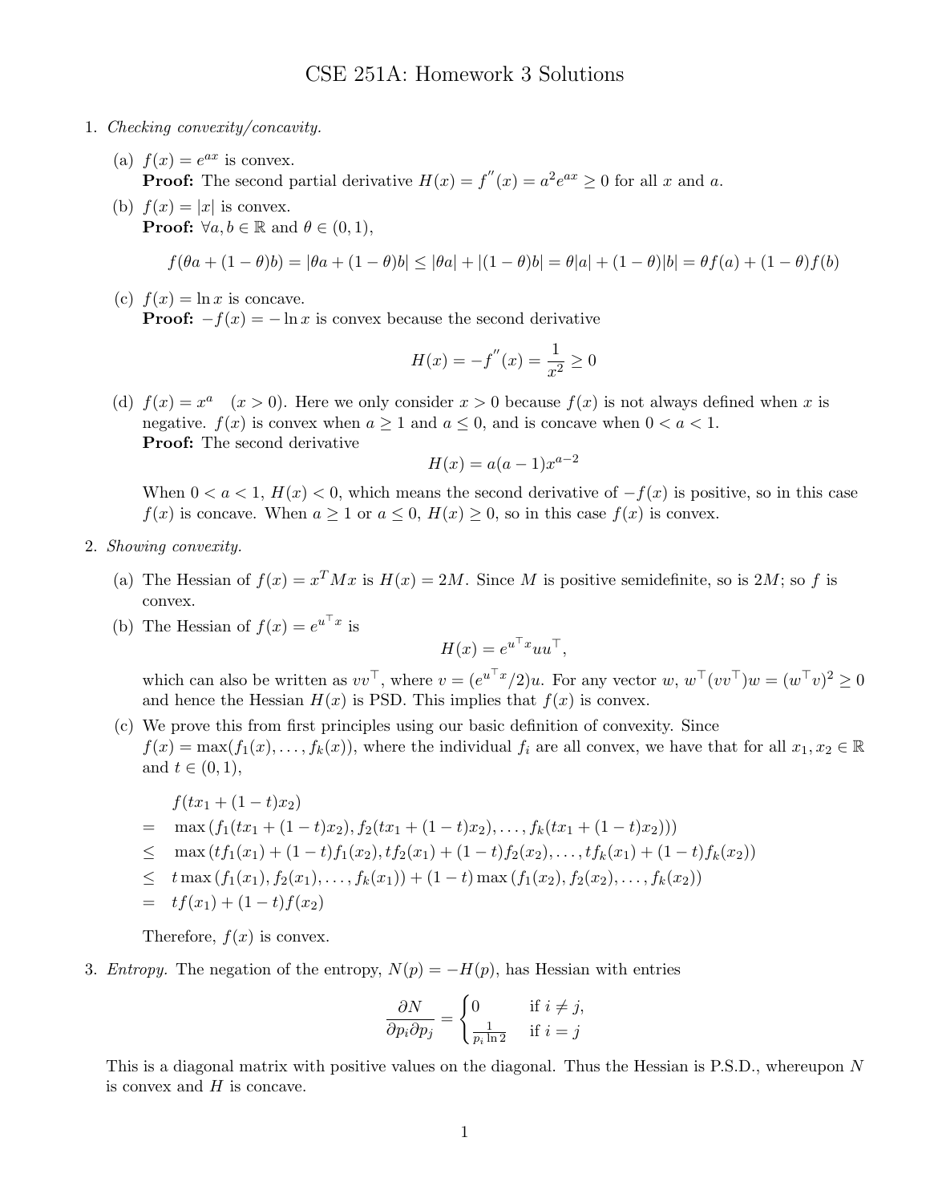// CSE 251A: Homework 3 Solutions

1. *Checking convexity/concavity.*

   (a) $f(x) = e^{ax}$ is convex.
   **Proof:** The second partial derivative $H(x) = f''(x) = a^2 e^{ax} \geq 0$ for all $x$ and $a$.

   (b) $f(x) = |x|$ is convex.
   **Proof:** $\forall a, b \in \mathbb{R}$ and $\theta \in (0, 1)$,

   $$f(\theta a + (1-\theta)b) = |\theta a + (1-\theta)b| \leq |\theta a| + |(1-\theta)b| = \theta|a| + (1-\theta)|b| = \theta f(a) + (1-\theta)f(b)$$

   (c) $f(x) = \ln x$ is concave.
   **Proof:** $-f(x) = -\ln x$ is convex because the second derivative

   $$H(x) = -f''(x) = \frac{1}{x^2} \geq 0$$

   (d) $f(x) = x^a \quad (x > 0)$. Here we only consider $x > 0$ because $f(x)$ is not always defined when $x$ is negative. $f(x)$ is convex when $a \geq 1$ and $a \leq 0$, and is concave when $0 < a < 1$.
   **Proof:** The second derivative

   $$H(x) = a(a-1)x^{a-2}$$

   When $0 < a < 1$, $H(x) < 0$, which means the second derivative of $-f(x)$ is positive, so in this case $f(x)$ is concave. When $a \geq 1$ or $a \leq 0$, $H(x) \geq 0$, so in this case $f(x)$ is convex.

2. *Showing convexity.*

   (a) The Hessian of $f(x) = x^T Mx$ is $H(x) = 2M$. Since $M$ is positive semidefinite, so is $2M$; so $f$ is convex.

   (b) The Hessian of $f(x) = e^{u^\top x}$ is

   $$H(x) = e^{u^\top x} uu^\top,$$

   which can also be written as $vv^\top$, where $v = (e^{u^\top x}/2)u$. For any vector $w$, $w^\top(vv^\top)w = (w^\top v)^2 \geq 0$ and hence the Hessian $H(x)$ is PSD. This implies that $f(x)$ is convex.

   (c) We prove this from first principles using our basic definition of convexity. Since $f(x) = \max(f_1(x), \ldots, f_k(x))$, where the individual $f_i$ are all convex, we have that for all $x_1, x_2 \in \mathbb{R}$ and $t \in (0, 1)$,

   $$\begin{aligned}
   & f(tx_1 + (1-t)x_2) \\
   = \quad & \max\left(f_1(tx_1 + (1-t)x_2), f_2(tx_1 + (1-t)x_2), \ldots, f_k(tx_1 + (1-t)x_2)\right)) \\
   \leq \quad & \max\left(tf_1(x_1) + (1-t)f_1(x_2), tf_2(x_1) + (1-t)f_2(x_2), \ldots, tf_k(x_1) + (1-t)f_k(x_2)\right) \\
   \leq \quad & t\max\left(f_1(x_1), f_2(x_1), \ldots, f_k(x_1)\right) + (1-t)\max\left(f_1(x_2), f_2(x_2), \ldots, f_k(x_2)\right) \\
   = \quad & tf(x_1) + (1-t)f(x_2)
   \end{aligned}$$

   Therefore, $f(x)$ is convex.

3. *Entropy.* The negation of the entropy, $N(p) = -H(p)$, has Hessian with entries

   $$\frac{\partial N}{\partial p_i \partial p_j} = \begin{cases} 0 & \text{if } i \neq j, \\ \frac{1}{p_i \ln 2} & \text{if } i = j \end{cases}$$

   This is a diagonal matrix with positive values on the diagonal. Thus the Hessian is P.S.D., whereupon $N$ is convex and $H$ is concave.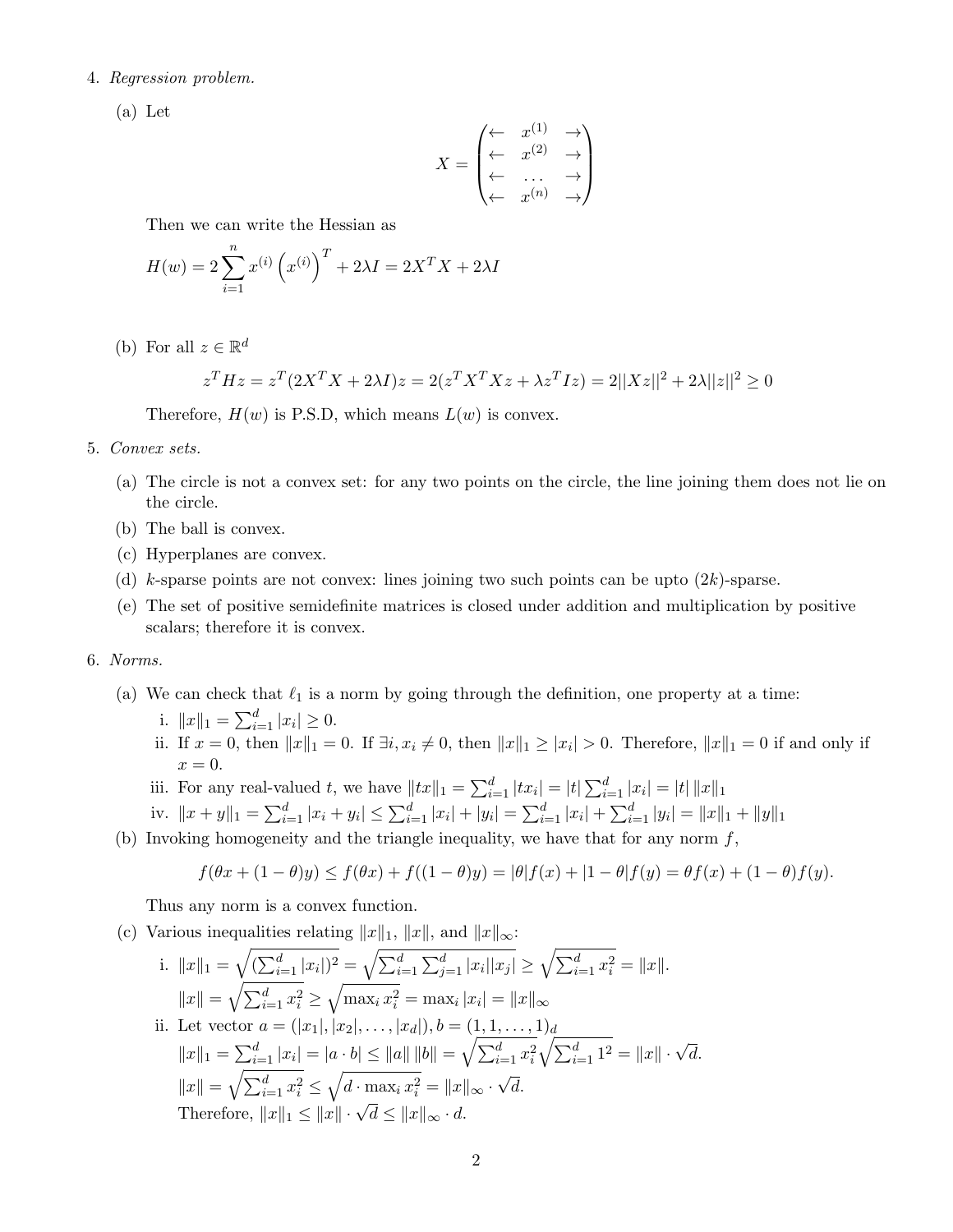4. *Regression problem.*

   (a) Let

   $$X = \begin{pmatrix} \leftarrow & x^{(1)} & \rightarrow \\ \leftarrow & x^{(2)} & \rightarrow \\ \leftarrow & \ldots & \rightarrow \\ \leftarrow & x^{(n)} & \rightarrow \end{pmatrix}$$

   Then we can write the Hessian as

   $$H(w) = 2\sum_{i=1}^{n} x^{(i)} \left(x^{(i)}\right)^T + 2\lambda I = 2X^T X + 2\lambda I$$

   (b) For all $z \in \mathbb{R}^d$

   $$z^T H z = z^T(2X^T X + 2\lambda I)z = 2(z^T X^T X z + \lambda z^T I z) = 2||Xz||^2 + 2\lambda||z||^2 \geq 0$$

   Therefore, $H(w)$ is P.S.D, which means $L(w)$ is convex.

5. *Convex sets.*

   (a) The circle is not a convex set: for any two points on the circle, the line joining them does not lie on the circle.

   (b) The ball is convex.

   (c) Hyperplanes are convex.

   (d) $k$-sparse points are not convex: lines joining two such points can be upto $(2k)$-sparse.

   (e) The set of positive semidefinite matrices is closed under addition and multiplication by positive scalars; therefore it is convex.

6. *Norms.*

   (a) We can check that $\ell_1$ is a norm by going through the definition, one property at a time:

      i. $\|x\|_1 = \sum_{i=1}^{d} |x_i| \geq 0$.

      ii. If $x = 0$, then $\|x\|_1 = 0$. If $\exists i, x_i \neq 0$, then $\|x\|_1 \geq |x_i| > 0$. Therefore, $\|x\|_1 = 0$ if and only if $x = 0$.

      iii. For any real-valued $t$, we have $\|tx\|_1 = \sum_{i=1}^{d} |tx_i| = |t| \sum_{i=1}^{d} |x_i| = |t| \, \|x\|_1$

      iv. $\|x + y\|_1 = \sum_{i=1}^{d} |x_i + y_i| \leq \sum_{i=1}^{d} |x_i| + |y_i| = \sum_{i=1}^{d} |x_i| + \sum_{i=1}^{d} |y_i| = \|x\|_1 + \|y\|_1$

   (b) Invoking homogeneity and the triangle inequality, we have that for any norm $f$,

   $$f(\theta x + (1-\theta)y) \leq f(\theta x) + f((1-\theta)y) = |\theta| f(x) + |1-\theta| f(y) = \theta f(x) + (1-\theta) f(y).$$

   Thus any norm is a convex function.

   (c) Various inequalities relating $\|x\|_1$, $\|x\|$, and $\|x\|_\infty$:

      i. $\|x\|_1 = \sqrt{(\sum_{i=1}^{d} |x_i|)^2} = \sqrt{\sum_{i=1}^{d} \sum_{j=1}^{d} |x_i||x_j|} \geq \sqrt{\sum_{i=1}^{d} x_i^2} = \|x\|$.

      $\|x\| = \sqrt{\sum_{i=1}^{d} x_i^2} \geq \sqrt{\max_i x_i^2} = \max_i |x_i| = \|x\|_\infty$

      ii. Let vector $a = (|x_1|, |x_2|, \ldots, |x_d|), b = (1, 1, \ldots, 1)_d$

      $\|x\|_1 = \sum_{i=1}^{d} |x_i| = |a \cdot b| \leq \|a\| \, \|b\| = \sqrt{\sum_{i=1}^{d} x_i^2} \sqrt{\sum_{i=1}^{d} 1^2} = \|x\| \cdot \sqrt{d}$.

      $\|x\| = \sqrt{\sum_{i=1}^{d} x_i^2} \leq \sqrt{d \cdot \max_i x_i^2} = \|x\|_\infty \cdot \sqrt{d}$.

      Therefore, $\|x\|_1 \leq \|x\| \cdot \sqrt{d} \leq \|x\|_\infty \cdot d$.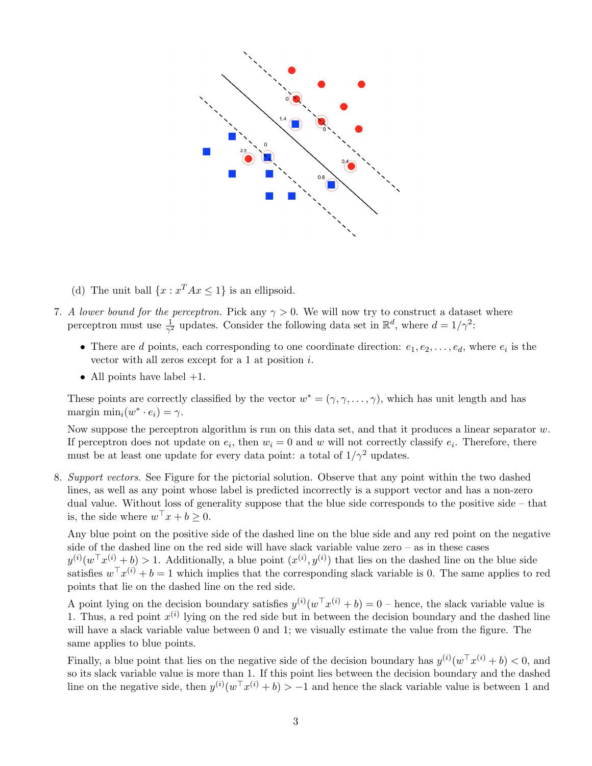(d) The unit ball $\{x : x^T A x \leq 1\}$ is an ellipsoid.

7. *A lower bound for the perceptron.* Pick any $\gamma > 0$. We will now try to construct a dataset where perceptron must use $\frac{1}{\gamma^2}$ updates. Consider the following data set in $\mathbb{R}^d$, where $d = 1/\gamma^2$:

   - There are $d$ points, each corresponding to one coordinate direction: $e_1, e_2, \ldots, e_d$, where $e_i$ is the vector with all zeros except for a 1 at position $i$.
   - All points have label $+1$.

   These points are correctly classified by the vector $w^* = (\gamma, \gamma, \ldots, \gamma)$, which has unit length and has margin $\min_i (w^* \cdot e_i) = \gamma$.

   Now suppose the perceptron algorithm is run on this data set, and that it produces a linear separator $w$. If perceptron does not update on $e_i$, then $w_i = 0$ and $w$ will not correctly classify $e_i$. Therefore, there must be at least one update for every data point: a total of $1/\gamma^2$ updates.

8. *Support vectors.* See Figure for the pictorial solution. Observe that any point within the two dashed lines, as well as any point whose label is predicted incorrectly is a support vector and has a non-zero dual value. Without loss of generality suppose that the blue side corresponds to the positive side – that is, the side where $w^\top x + b \geq 0$.

   Any blue point on the positive side of the dashed line on the blue side and any red point on the negative side of the dashed line on the red side will have slack variable value zero – as in these cases $y^{(i)}(w^\top x^{(i)} + b) > 1$. Additionally, a blue point $(x^{(i)}, y^{(i)})$ that lies on the dashed line on the blue side satisfies $w^\top x^{(i)} + b = 1$ which implies that the corresponding slack variable is 0. The same applies to red points that lie on the dashed line on the red side.

   A point lying on the decision boundary satisfies $y^{(i)}(w^\top x^{(i)} + b) = 0$ – hence, the slack variable value is 1. Thus, a red point $x^{(i)}$ lying on the red side but in between the decision boundary and the dashed line will have a slack variable value between 0 and 1; we visually estimate the value from the figure. The same applies to blue points.

   Finally, a blue point that lies on the negative side of the decision boundary has $y^{(i)}(w^\top x^{(i)} + b) < 0$, and so its slack variable value is more than 1. If this point lies between the decision boundary and the dashed line on the negative side, then $y^{(i)}(w^\top x^{(i)} + b) > -1$ and hence the slack variable value is between 1 and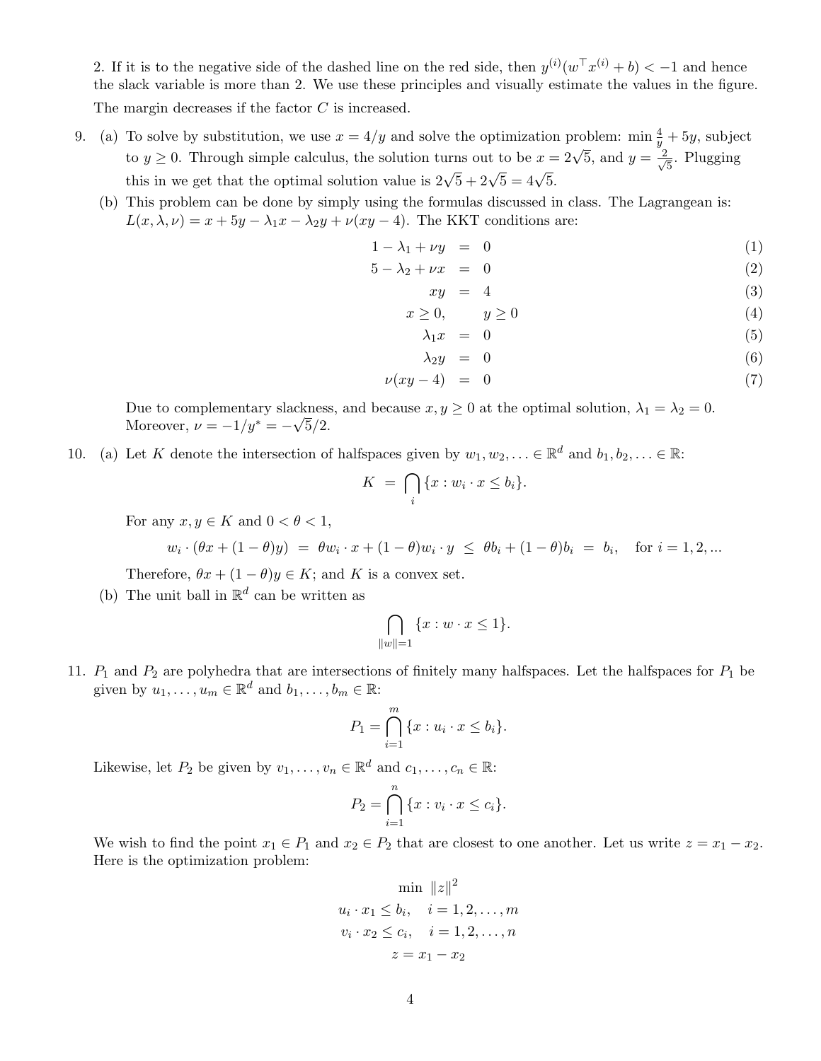2. If it is to the negative side of the dashed line on the red side, then $y^{(i)}(w^\top x^{(i)} + b) < -1$ and hence the slack variable is more than 2. We use these principles and visually estimate the values in the figure.

The margin decreases if the factor $C$ is increased.

9. (a) To solve by substitution, we use $x = 4/y$ and solve the optimization problem: $\min \frac{4}{y} + 5y$, subject to $y \geq 0$. Through simple calculus, the solution turns out to be $x = 2\sqrt{5}$, and $y = \frac{2}{\sqrt{5}}$. Plugging this in we get that the optimal solution value is $2\sqrt{5} + 2\sqrt{5} = 4\sqrt{5}$.

   (b) This problem can be done by simply using the formulas discussed in class. The Lagrangean is: $L(x, \lambda, \nu) = x + 5y - \lambda_1 x - \lambda_2 y + \nu(xy - 4)$. The KKT conditions are:

$$
\begin{aligned}
1 - \lambda_1 + \nu y &= 0 && (1)\\
5 - \lambda_2 + \nu x &= 0 && (2)\\
xy &= 4 && (3)\\
x \geq 0, \qquad & y \geq 0 && (4)\\
\lambda_1 x &= 0 && (5)\\
\lambda_2 y &= 0 && (6)\\
\nu(xy - 4) &= 0 && (7)
\end{aligned}
$$

   Due to complementary slackness, and because $x, y \geq 0$ at the optimal solution, $\lambda_1 = \lambda_2 = 0$. Moreover, $\nu = -1/y^* = -\sqrt{5}/2$.

10. (a) Let $K$ denote the intersection of halfspaces given by $w_1, w_2, \ldots \in \mathbb{R}^d$ and $b_1, b_2, \ldots \in \mathbb{R}$:

$$K = \bigcap_i \{x : w_i \cdot x \leq b_i\}.$$

   For any $x, y \in K$ and $0 < \theta < 1$,

$$w_i \cdot (\theta x + (1-\theta) y) = \theta w_i \cdot x + (1-\theta) w_i \cdot y \leq \theta b_i + (1-\theta) b_i = b_i, \quad \text{for } i = 1, 2, \ldots$$

   Therefore, $\theta x + (1-\theta) y \in K$; and $K$ is a convex set.

   (b) The unit ball in $\mathbb{R}^d$ can be written as

$$\bigcap_{\|w\|=1} \{x : w \cdot x \leq 1\}.$$

11. $P_1$ and $P_2$ are polyhedra that are intersections of finitely many halfspaces. Let the halfspaces for $P_1$ be given by $u_1, \ldots, u_m \in \mathbb{R}^d$ and $b_1, \ldots, b_m \in \mathbb{R}$:

$$P_1 = \bigcap_{i=1}^m \{x : u_i \cdot x \leq b_i\}.$$

   Likewise, let $P_2$ be given by $v_1, \ldots, v_n \in \mathbb{R}^d$ and $c_1, \ldots, c_n \in \mathbb{R}$:

$$P_2 = \bigcap_{i=1}^n \{x : v_i \cdot x \leq c_i\}.$$

   We wish to find the point $x_1 \in P_1$ and $x_2 \in P_2$ that are closest to one another. Let us write $z = x_1 - x_2$. Here is the optimization problem:

$$
\begin{aligned}
&\min \ \|z\|^2\\
&u_i \cdot x_1 \leq b_i, \quad i = 1, 2, \ldots, m\\
&v_i \cdot x_2 \leq c_i, \quad i = 1, 2, \ldots, n\\
&z = x_1 - x_2
\end{aligned}
$$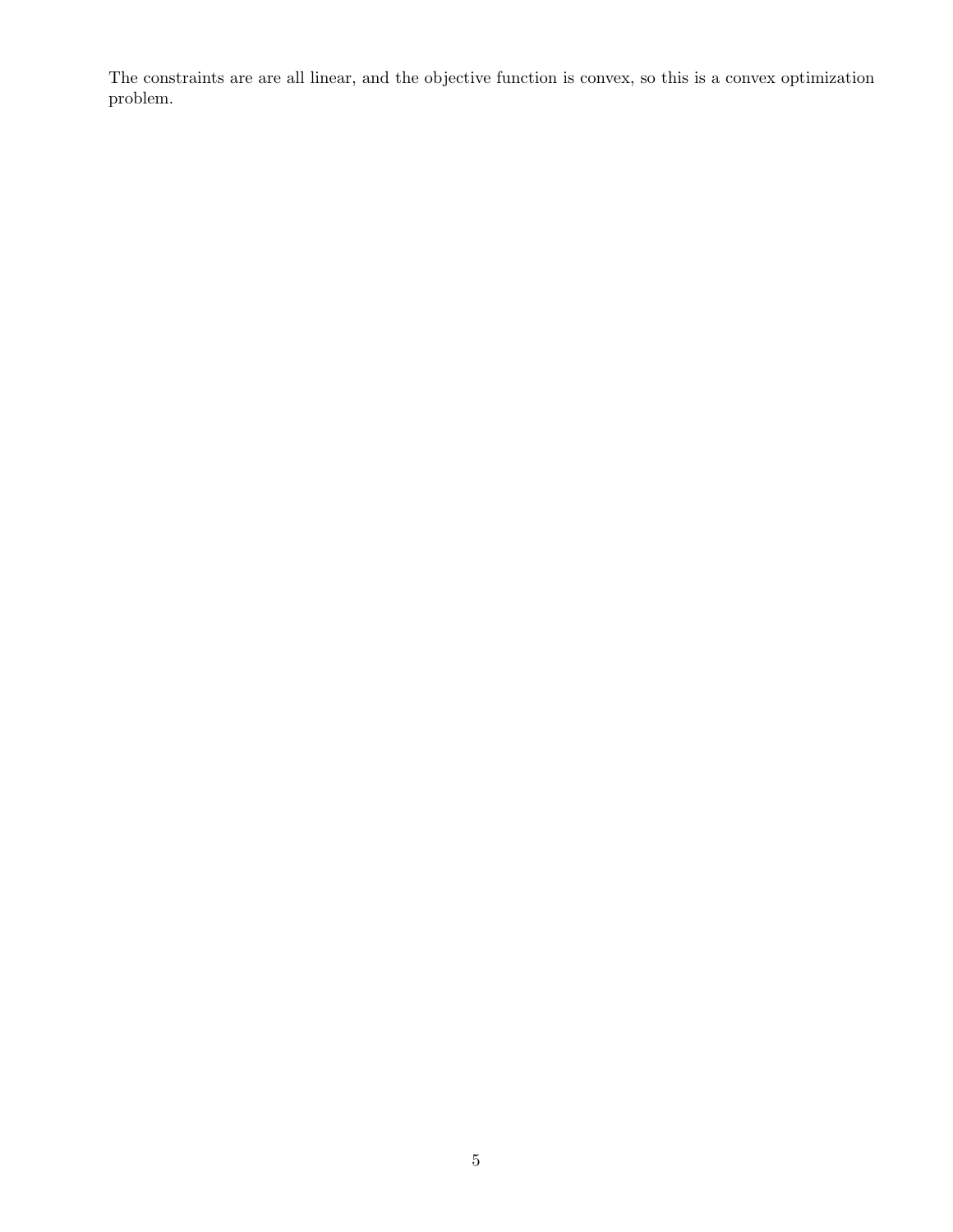The constraints are are all linear, and the objective function is convex, so this is a convex optimization problem.